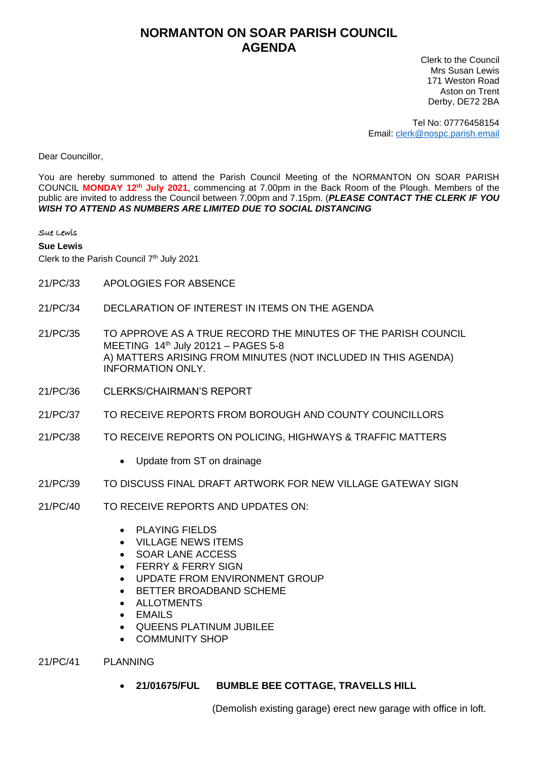# NORMANTON ON SOAR PARISH COUNCIL
# AGENDA

Clerk to the Council
Mrs Susan Lewis
171 Weston Road
Aston on Trent
Derby, DE72 2BA

Tel No: 07776458154
Email: clerk@nospc.parish.email

Dear Councillor,

You are hereby summoned to attend the Parish Council Meeting of the NORMANTON ON SOAR PARISH COUNCIL **MONDAY 12th July 2021**, commencing at 7.00pm in the Back Room of the Plough. Members of the public are invited to address the Council between 7.00pm and 7.15pm. (***PLEASE CONTACT THE CLERK IF YOU WISH TO ATTEND AS NUMBERS ARE LIMITED DUE TO SOCIAL DISTANCING***

Sue Lewis

**Sue Lewis**
Clerk to the Parish Council 7th July 2021

21/PC/33 APOLOGIES FOR ABSENCE

21/PC/34 DECLARATION OF INTEREST IN ITEMS ON THE AGENDA

21/PC/35 TO APPROVE AS A TRUE RECORD THE MINUTES OF THE PARISH COUNCIL MEETING 14th July 20121 – PAGES 5-8
A) MATTERS ARISING FROM MINUTES (NOT INCLUDED IN THIS AGENDA) INFORMATION ONLY.

21/PC/36 CLERKS/CHAIRMAN'S REPORT

21/PC/37 TO RECEIVE REPORTS FROM BOROUGH AND COUNTY COUNCILLORS

21/PC/38 TO RECEIVE REPORTS ON POLICING, HIGHWAYS & TRAFFIC MATTERS

- Update from ST on drainage

21/PC/39 TO DISCUSS FINAL DRAFT ARTWORK FOR NEW VILLAGE GATEWAY SIGN

21/PC/40 TO RECEIVE REPORTS AND UPDATES ON:

- PLAYING FIELDS
- VILLAGE NEWS ITEMS
- SOAR LANE ACCESS
- FERRY & FERRY SIGN
- UPDATE FROM ENVIRONMENT GROUP
- BETTER BROADBAND SCHEME
- ALLOTMENTS
- EMAILS
- QUEENS PLATINUM JUBILEE
- COMMUNITY SHOP

21/PC/41 PLANNING

- **21/01675/FUL BUMBLE BEE COTTAGE, TRAVELLS HILL**

  (Demolish existing garage) erect new garage with office in loft.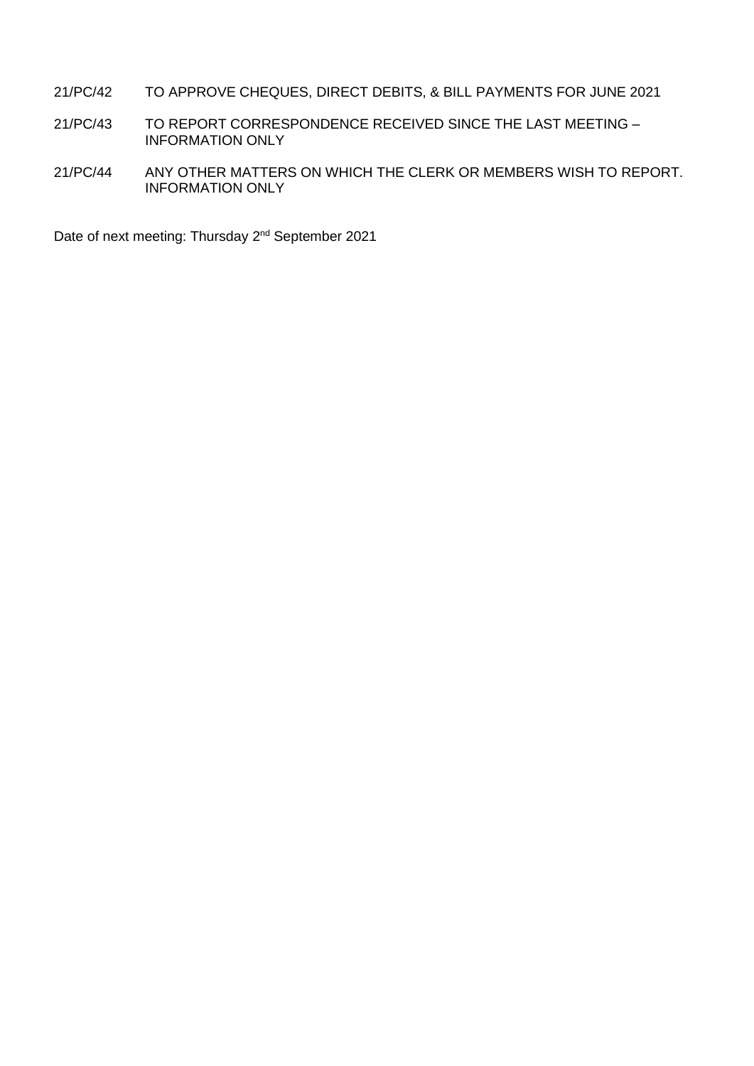21/PC/42 TO APPROVE CHEQUES, DIRECT DEBITS, & BILL PAYMENTS FOR JUNE 2021

21/PC/43 TO REPORT CORRESPONDENCE RECEIVED SINCE THE LAST MEETING – INFORMATION ONLY

21/PC/44 ANY OTHER MATTERS ON WHICH THE CLERK OR MEMBERS WISH TO REPORT. INFORMATION ONLY

Date of next meeting: Thursday 2nd September 2021